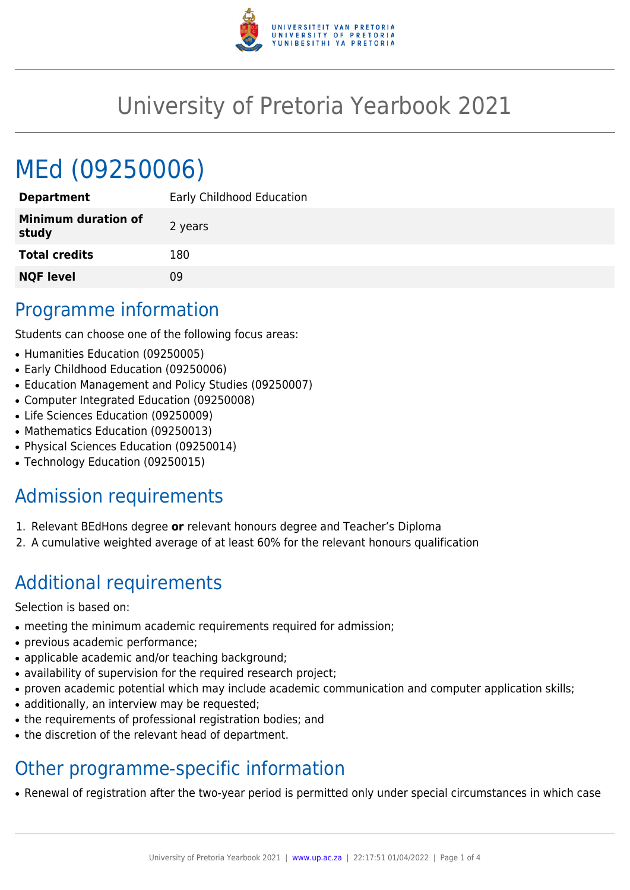# University of Pretoria Yearbook 2021

# MEd (09250006)

| | |
|---|---|
| **Department** | Early Childhood Education |
| **Minimum duration of study** | 2 years |
| **Total credits** | 180 |
| **NQF level** | 09 |

## Programme information

Students can choose one of the following focus areas:

- Humanities Education (09250005)
- Early Childhood Education (09250006)
- Education Management and Policy Studies (09250007)
- Computer Integrated Education (09250008)
- Life Sciences Education (09250009)
- Mathematics Education (09250013)
- Physical Sciences Education (09250014)
- Technology Education (09250015)

## Admission requirements

1. Relevant BEdHons degree **or** relevant honours degree and Teacher's Diploma
2. A cumulative weighted average of at least 60% for the relevant honours qualification

## Additional requirements

Selection is based on:

- meeting the minimum academic requirements required for admission;
- previous academic performance;
- applicable academic and/or teaching background;
- availability of supervision for the required research project;
- proven academic potential which may include academic communication and computer application skills;
- additionally, an interview may be requested;
- the requirements of professional registration bodies; and
- the discretion of the relevant head of department.

## Other programme-specific information

- Renewal of registration after the two-year period is permitted only under special circumstances in which case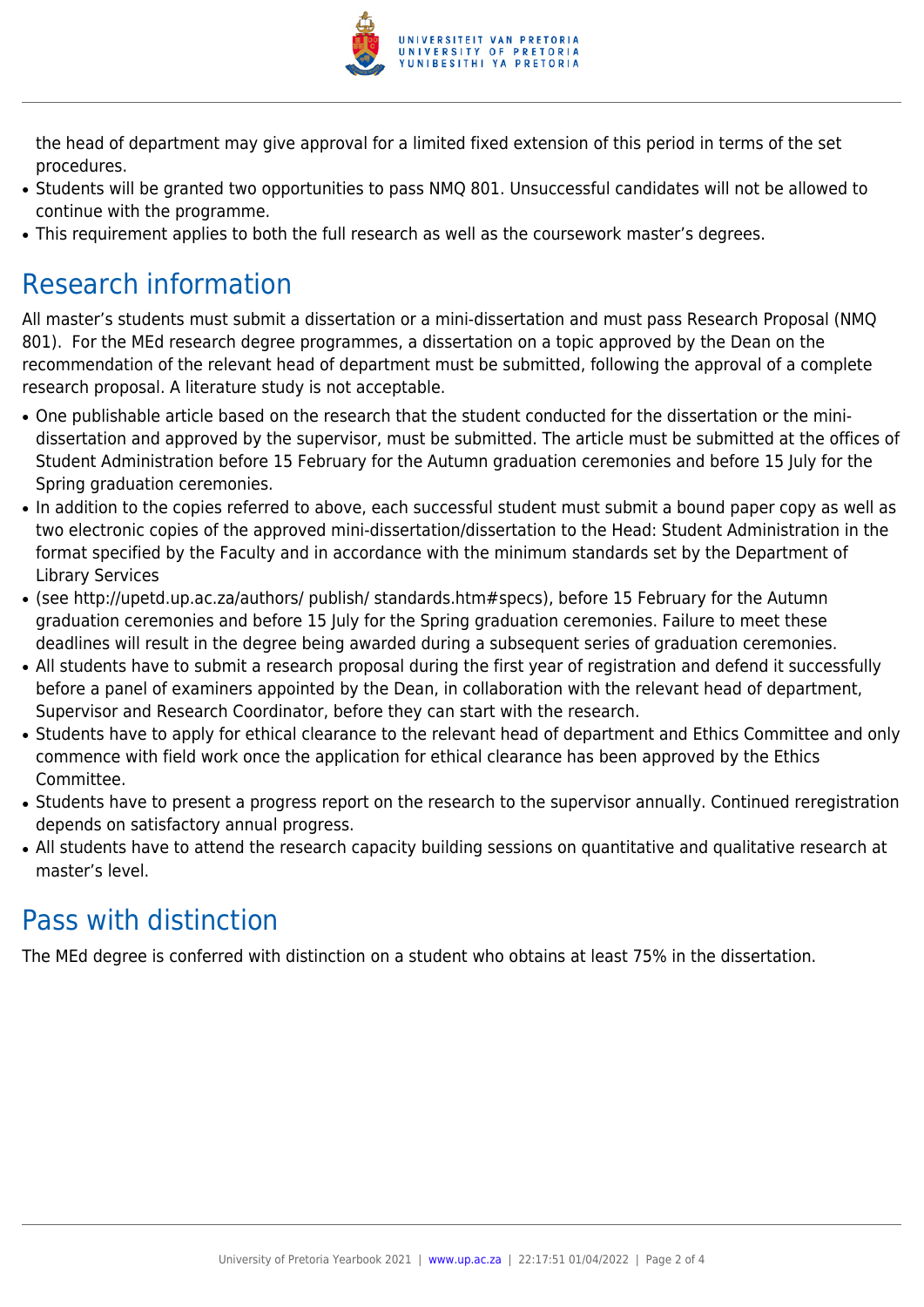the head of department may give approval for a limited fixed extension of this period in terms of the set procedures.

- Students will be granted two opportunities to pass NMQ 801. Unsuccessful candidates will not be allowed to continue with the programme.
- This requirement applies to both the full research as well as the coursework master's degrees.

## Research information

All master's students must submit a dissertation or a mini-dissertation and must pass Research Proposal (NMQ 801). For the MEd research degree programmes, a dissertation on a topic approved by the Dean on the recommendation of the relevant head of department must be submitted, following the approval of a complete research proposal. A literature study is not acceptable.

- One publishable article based on the research that the student conducted for the dissertation or the mini-dissertation and approved by the supervisor, must be submitted. The article must be submitted at the offices of Student Administration before 15 February for the Autumn graduation ceremonies and before 15 July for the Spring graduation ceremonies.
- In addition to the copies referred to above, each successful student must submit a bound paper copy as well as two electronic copies of the approved mini-dissertation/dissertation to the Head: Student Administration in the format specified by the Faculty and in accordance with the minimum standards set by the Department of Library Services
- (see http://upetd.up.ac.za/authors/ publish/ standards.htm#specs), before 15 February for the Autumn graduation ceremonies and before 15 July for the Spring graduation ceremonies. Failure to meet these deadlines will result in the degree being awarded during a subsequent series of graduation ceremonies.
- All students have to submit a research proposal during the first year of registration and defend it successfully before a panel of examiners appointed by the Dean, in collaboration with the relevant head of department, Supervisor and Research Coordinator, before they can start with the research.
- Students have to apply for ethical clearance to the relevant head of department and Ethics Committee and only commence with field work once the application for ethical clearance has been approved by the Ethics Committee.
- Students have to present a progress report on the research to the supervisor annually. Continued reregistration depends on satisfactory annual progress.
- All students have to attend the research capacity building sessions on quantitative and qualitative research at master's level.

## Pass with distinction

The MEd degree is conferred with distinction on a student who obtains at least 75% in the dissertation.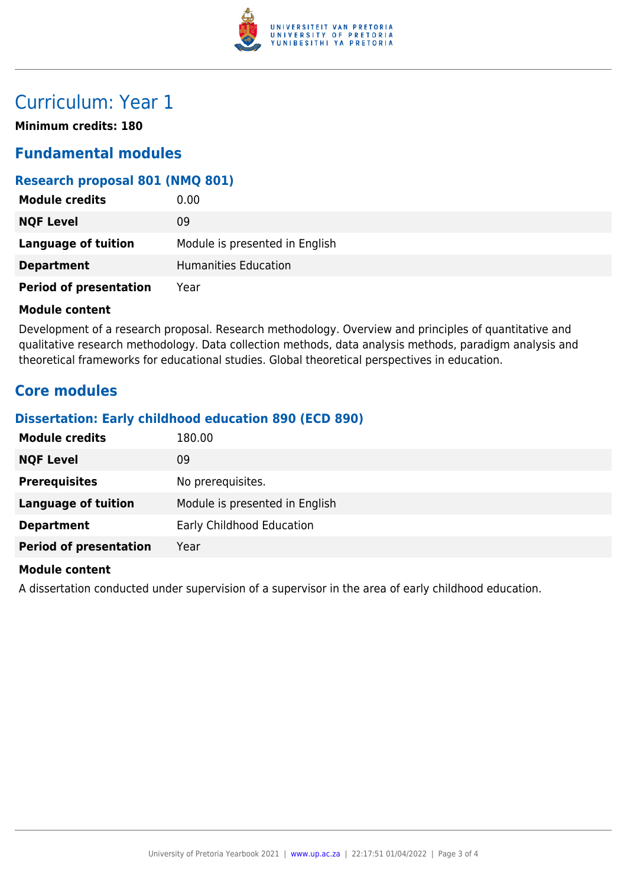# Curriculum: Year 1

**Minimum credits: 180**

## Fundamental modules

### Research proposal 801 (NMQ 801)

| | |
|---|---|
| **Module credits** | 0.00 |
| **NQF Level** | 09 |
| **Language of tuition** | Module is presented in English |
| **Department** | Humanities Education |
| **Period of presentation** | Year |

**Module content**

Development of a research proposal. Research methodology. Overview and principles of quantitative and qualitative research methodology. Data collection methods, data analysis methods, paradigm analysis and theoretical frameworks for educational studies. Global theoretical perspectives in education.

## Core modules

### Dissertation: Early childhood education 890 (ECD 890)

| | |
|---|---|
| **Module credits** | 180.00 |
| **NQF Level** | 09 |
| **Prerequisites** | No prerequisites. |
| **Language of tuition** | Module is presented in English |
| **Department** | Early Childhood Education |
| **Period of presentation** | Year |

**Module content**

A dissertation conducted under supervision of a supervisor in the area of early childhood education.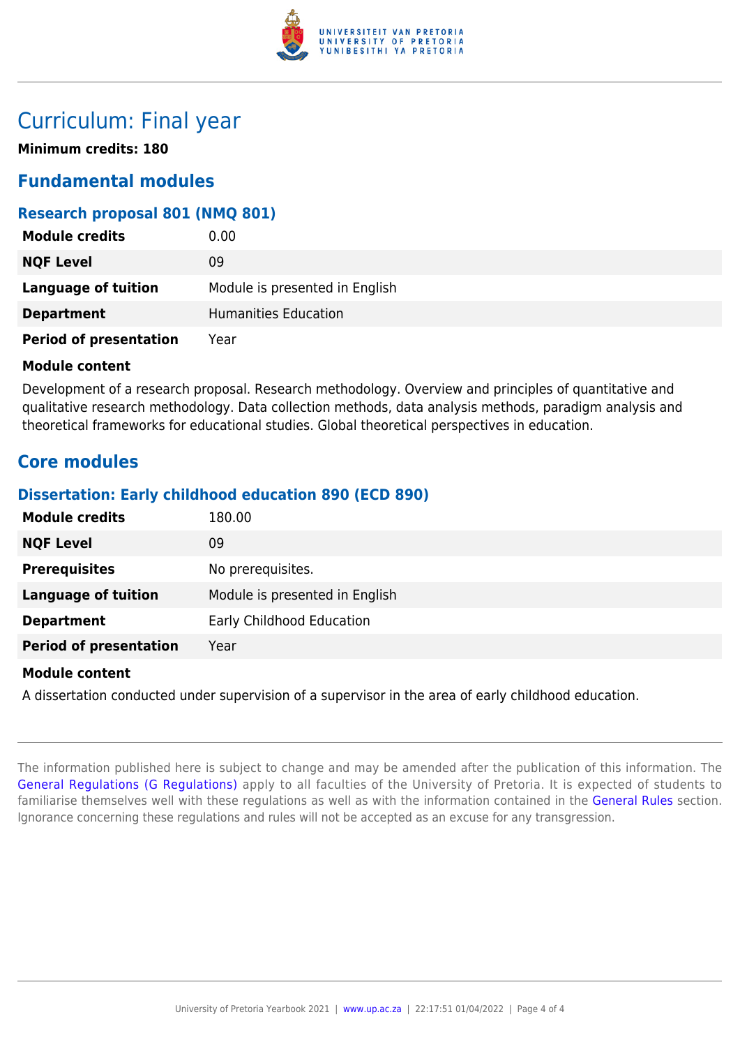# Curriculum: Final year

**Minimum credits: 180**

## Fundamental modules

### Research proposal 801 (NMQ 801)

| | |
|---|---|
| **Module credits** | 0.00 |
| **NQF Level** | 09 |
| **Language of tuition** | Module is presented in English |
| **Department** | Humanities Education |
| **Period of presentation** | Year |

**Module content**

Development of a research proposal. Research methodology. Overview and principles of quantitative and qualitative research methodology. Data collection methods, data analysis methods, paradigm analysis and theoretical frameworks for educational studies. Global theoretical perspectives in education.

## Core modules

### Dissertation: Early childhood education 890 (ECD 890)

| | |
|---|---|
| **Module credits** | 180.00 |
| **NQF Level** | 09 |
| **Prerequisites** | No prerequisites. |
| **Language of tuition** | Module is presented in English |
| **Department** | Early Childhood Education |
| **Period of presentation** | Year |

**Module content**

A dissertation conducted under supervision of a supervisor in the area of early childhood education.

The information published here is subject to change and may be amended after the publication of this information. The General Regulations (G Regulations) apply to all faculties of the University of Pretoria. It is expected of students to familiarise themselves well with these regulations as well as with the information contained in the General Rules section. Ignorance concerning these regulations and rules will not be accepted as an excuse for any transgression.